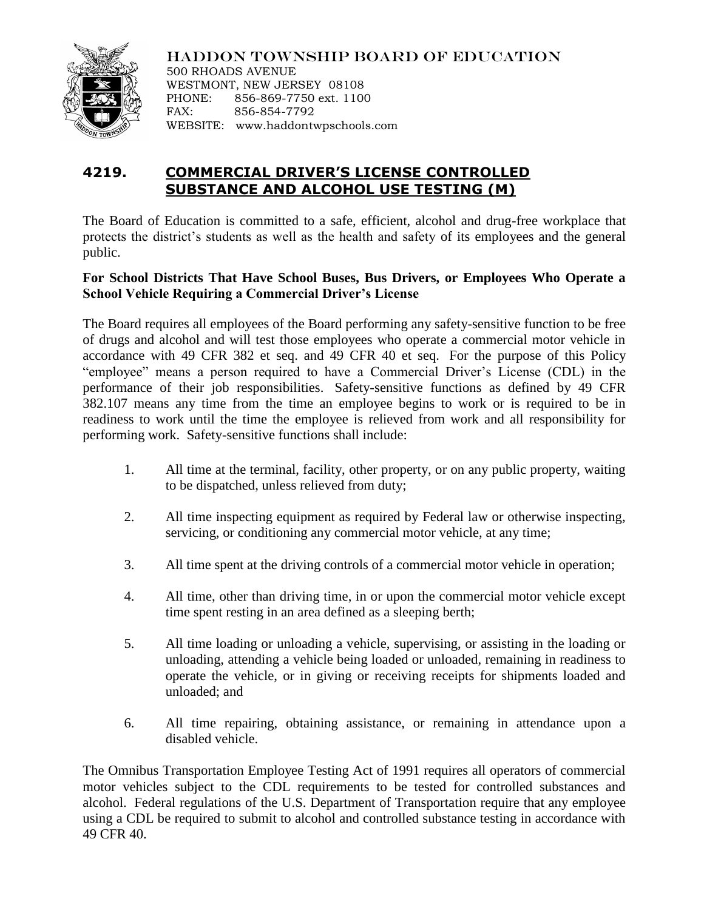HADDON TOWNSHIP BOARD OF EDUCATION
500 RHOADS AVENUE
WESTMONT, NEW JERSEY 08108
PHONE: 856-869-7750 ext. 1100
FAX: 856-854-7792
WEBSITE: www.haddontwpschools.com

# 4219. COMMERCIAL DRIVER'S LICENSE CONTROLLED SUBSTANCE AND ALCOHOL USE TESTING (M)

The Board of Education is committed to a safe, efficient, alcohol and drug-free workplace that protects the district's students as well as the health and safety of its employees and the general public.

**For School Districts That Have School Buses, Bus Drivers, or Employees Who Operate a School Vehicle Requiring a Commercial Driver's License**

The Board requires all employees of the Board performing any safety-sensitive function to be free of drugs and alcohol and will test those employees who operate a commercial motor vehicle in accordance with 49 CFR 382 et seq. and 49 CFR 40 et seq. For the purpose of this Policy "employee" means a person required to have a Commercial Driver's License (CDL) in the performance of their job responsibilities. Safety-sensitive functions as defined by 49 CFR 382.107 means any time from the time an employee begins to work or is required to be in readiness to work until the time the employee is relieved from work and all responsibility for performing work. Safety-sensitive functions shall include:

1. All time at the terminal, facility, other property, or on any public property, waiting to be dispatched, unless relieved from duty;

2. All time inspecting equipment as required by Federal law or otherwise inspecting, servicing, or conditioning any commercial motor vehicle, at any time;

3. All time spent at the driving controls of a commercial motor vehicle in operation;

4. All time, other than driving time, in or upon the commercial motor vehicle except time spent resting in an area defined as a sleeping berth;

5. All time loading or unloading a vehicle, supervising, or assisting in the loading or unloading, attending a vehicle being loaded or unloaded, remaining in readiness to operate the vehicle, or in giving or receiving receipts for shipments loaded and unloaded; and

6. All time repairing, obtaining assistance, or remaining in attendance upon a disabled vehicle.

The Omnibus Transportation Employee Testing Act of 1991 requires all operators of commercial motor vehicles subject to the CDL requirements to be tested for controlled substances and alcohol. Federal regulations of the U.S. Department of Transportation require that any employee using a CDL be required to submit to alcohol and controlled substance testing in accordance with 49 CFR 40.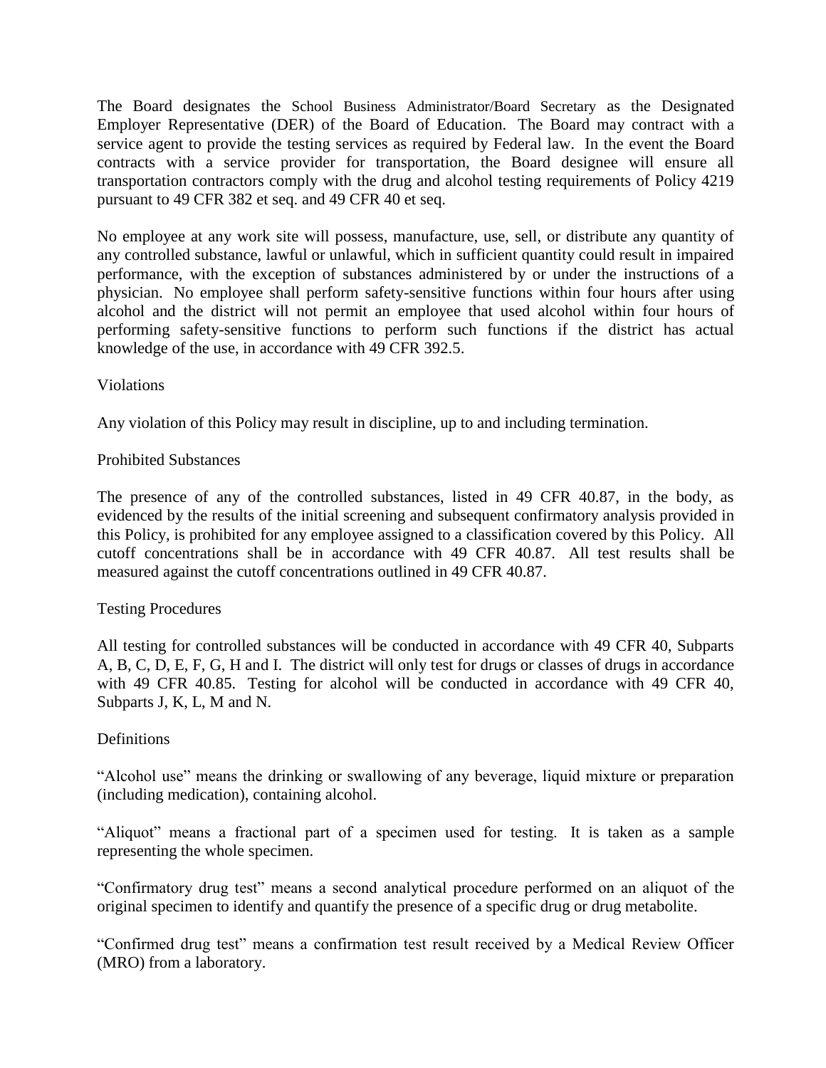The Board designates the School Business Administrator/Board Secretary as the Designated Employer Representative (DER) of the Board of Education. The Board may contract with a service agent to provide the testing services as required by Federal law. In the event the Board contracts with a service provider for transportation, the Board designee will ensure all transportation contractors comply with the drug and alcohol testing requirements of Policy 4219 pursuant to 49 CFR 382 et seq. and 49 CFR 40 et seq.

No employee at any work site will possess, manufacture, use, sell, or distribute any quantity of any controlled substance, lawful or unlawful, which in sufficient quantity could result in impaired performance, with the exception of substances administered by or under the instructions of a physician. No employee shall perform safety-sensitive functions within four hours after using alcohol and the district will not permit an employee that used alcohol within four hours of performing safety-sensitive functions to perform such functions if the district has actual knowledge of the use, in accordance with 49 CFR 392.5.

Violations

Any violation of this Policy may result in discipline, up to and including termination.

Prohibited Substances

The presence of any of the controlled substances, listed in 49 CFR 40.87, in the body, as evidenced by the results of the initial screening and subsequent confirmatory analysis provided in this Policy, is prohibited for any employee assigned to a classification covered by this Policy. All cutoff concentrations shall be in accordance with 49 CFR 40.87. All test results shall be measured against the cutoff concentrations outlined in 49 CFR 40.87.

Testing Procedures

All testing for controlled substances will be conducted in accordance with 49 CFR 40, Subparts A, B, C, D, E, F, G, H and I. The district will only test for drugs or classes of drugs in accordance with 49 CFR 40.85. Testing for alcohol will be conducted in accordance with 49 CFR 40, Subparts J, K, L, M and N.

Definitions

"Alcohol use" means the drinking or swallowing of any beverage, liquid mixture or preparation (including medication), containing alcohol.

"Aliquot" means a fractional part of a specimen used for testing. It is taken as a sample representing the whole specimen.

"Confirmatory drug test" means a second analytical procedure performed on an aliquot of the original specimen to identify and quantify the presence of a specific drug or drug metabolite.

"Confirmed drug test" means a confirmation test result received by a Medical Review Officer (MRO) from a laboratory.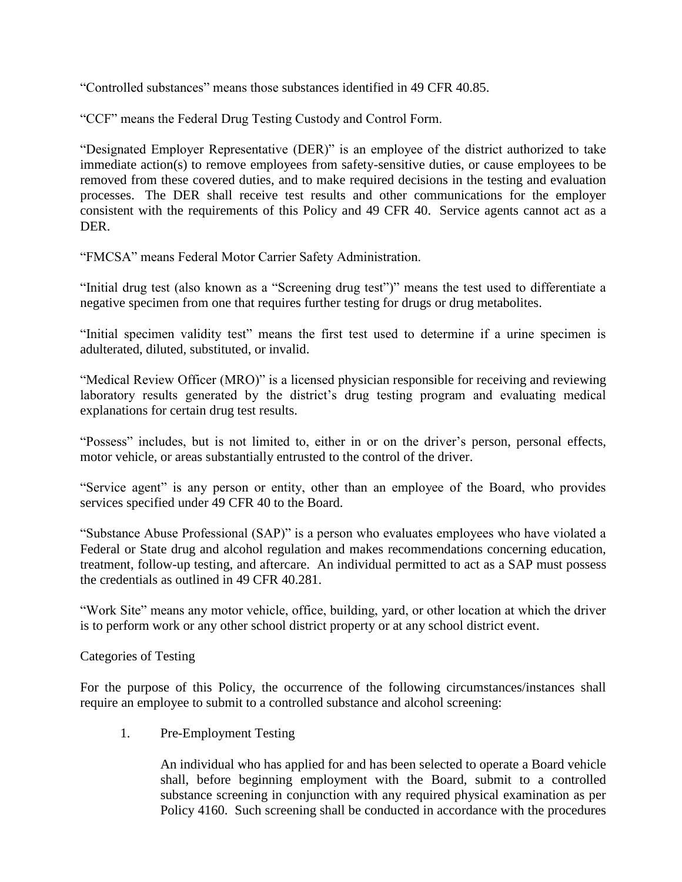"Controlled substances" means those substances identified in 49 CFR 40.85.

"CCF" means the Federal Drug Testing Custody and Control Form.

"Designated Employer Representative (DER)" is an employee of the district authorized to take immediate action(s) to remove employees from safety-sensitive duties, or cause employees to be removed from these covered duties, and to make required decisions in the testing and evaluation processes. The DER shall receive test results and other communications for the employer consistent with the requirements of this Policy and 49 CFR 40. Service agents cannot act as a DER.

"FMCSA" means Federal Motor Carrier Safety Administration.

"Initial drug test (also known as a "Screening drug test")" means the test used to differentiate a negative specimen from one that requires further testing for drugs or drug metabolites.

"Initial specimen validity test" means the first test used to determine if a urine specimen is adulterated, diluted, substituted, or invalid.

"Medical Review Officer (MRO)" is a licensed physician responsible for receiving and reviewing laboratory results generated by the district's drug testing program and evaluating medical explanations for certain drug test results.

"Possess" includes, but is not limited to, either in or on the driver's person, personal effects, motor vehicle, or areas substantially entrusted to the control of the driver.

"Service agent" is any person or entity, other than an employee of the Board, who provides services specified under 49 CFR 40 to the Board.

"Substance Abuse Professional (SAP)" is a person who evaluates employees who have violated a Federal or State drug and alcohol regulation and makes recommendations concerning education, treatment, follow-up testing, and aftercare. An individual permitted to act as a SAP must possess the credentials as outlined in 49 CFR 40.281.

"Work Site" means any motor vehicle, office, building, yard, or other location at which the driver is to perform work or any other school district property or at any school district event.

Categories of Testing

For the purpose of this Policy, the occurrence of the following circumstances/instances shall require an employee to submit to a controlled substance and alcohol screening:

1. Pre-Employment Testing

   An individual who has applied for and has been selected to operate a Board vehicle shall, before beginning employment with the Board, submit to a controlled substance screening in conjunction with any required physical examination as per Policy 4160. Such screening shall be conducted in accordance with the procedures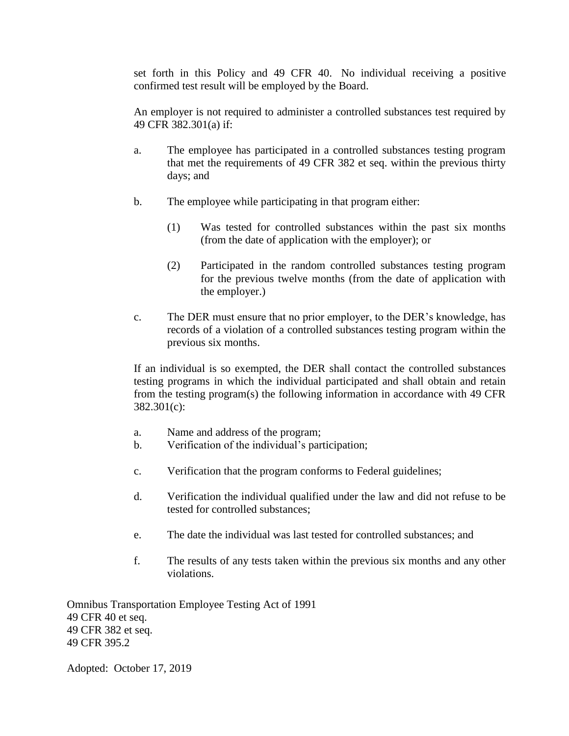set forth in this Policy and 49 CFR 40. No individual receiving a positive confirmed test result will be employed by the Board.

An employer is not required to administer a controlled substances test required by 49 CFR 382.301(a) if:

a. The employee has participated in a controlled substances testing program that met the requirements of 49 CFR 382 et seq. within the previous thirty days; and

b. The employee while participating in that program either:

    (1) Was tested for controlled substances within the past six months (from the date of application with the employer); or

    (2) Participated in the random controlled substances testing program for the previous twelve months (from the date of application with the employer.)

c. The DER must ensure that no prior employer, to the DER's knowledge, has records of a violation of a controlled substances testing program within the previous six months.

If an individual is so exempted, the DER shall contact the controlled substances testing programs in which the individual participated and shall obtain and retain from the testing program(s) the following information in accordance with 49 CFR 382.301(c):

a. Name and address of the program;
b. Verification of the individual's participation;
c. Verification that the program conforms to Federal guidelines;
d. Verification the individual qualified under the law and did not refuse to be tested for controlled substances;
e. The date the individual was last tested for controlled substances; and
f. The results of any tests taken within the previous six months and any other violations.

Omnibus Transportation Employee Testing Act of 1991
49 CFR 40 et seq.
49 CFR 382 et seq.
49 CFR 395.2

Adopted: October 17, 2019